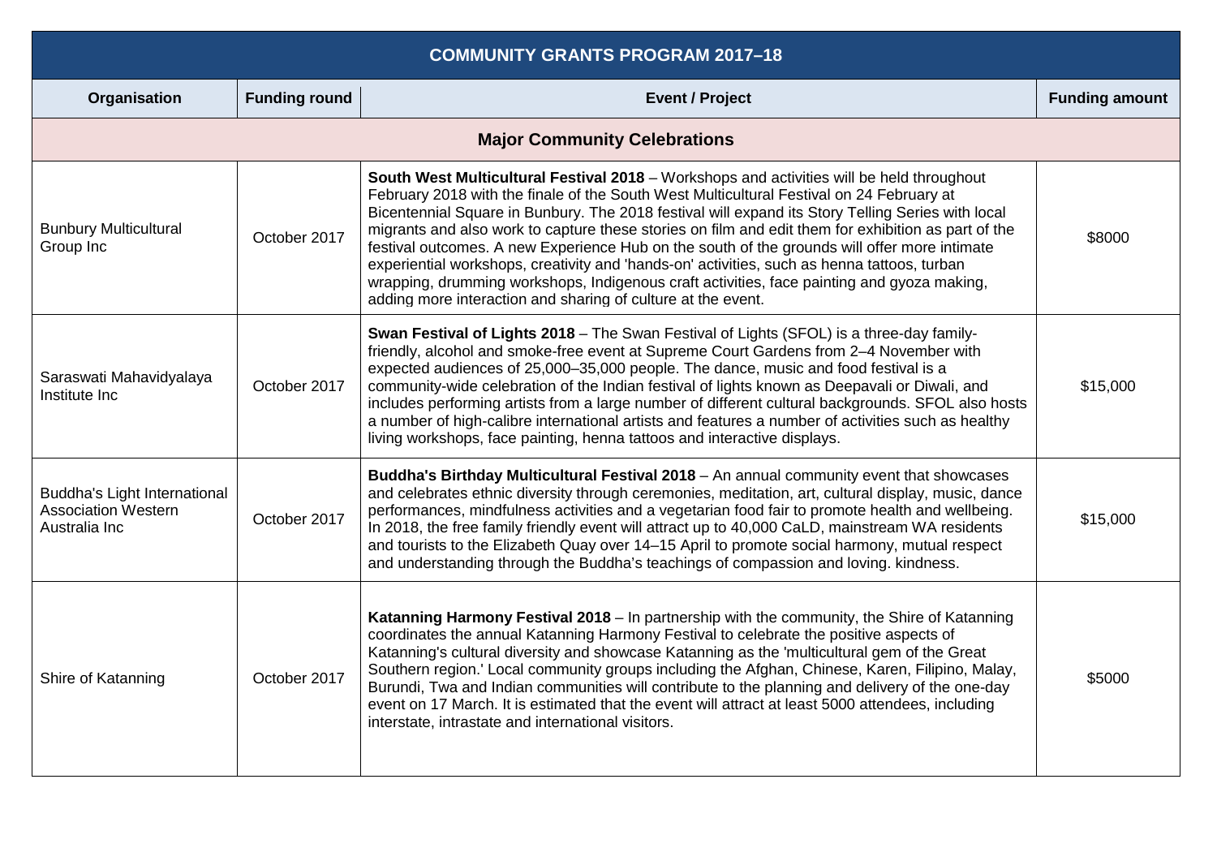| COMMUNITY GRANTS PROGRAM 2017–18 | | | |
|---|---|---|---|
| **Organisation** | **Funding round** | **Event / Project** | **Funding amount** |
| **Major Community Celebrations** | | | |
| Bunbury Multicultural Group Inc | October 2017 | **South West Multicultural Festival 2018** – Workshops and activities will be held throughout February 2018 with the finale of the South West Multicultural Festival on 24 February at Bicentennial Square in Bunbury. The 2018 festival will expand its Story Telling Series with local migrants and also work to capture these stories on film and edit them for exhibition as part of the festival outcomes. A new Experience Hub on the south of the grounds will offer more intimate experiential workshops, creativity and 'hands-on' activities, such as henna tattoos, turban wrapping, drumming workshops, Indigenous craft activities, face painting and gyoza making, adding more interaction and sharing of culture at the event. | $8000 |
| Saraswati Mahavidyalaya Institute Inc | October 2017 | **Swan Festival of Lights 2018** – The Swan Festival of Lights (SFOL) is a three-day family-friendly, alcohol and smoke-free event at Supreme Court Gardens from 2–4 November with expected audiences of 25,000–35,000 people. The dance, music and food festival is a community-wide celebration of the Indian festival of lights known as Deepavali or Diwali, and includes performing artists from a large number of different cultural backgrounds. SFOL also hosts a number of high-calibre international artists and features a number of activities such as healthy living workshops, face painting, henna tattoos and interactive displays. | $15,000 |
| Buddha's Light International Association Western Australia Inc | October 2017 | **Buddha's Birthday Multicultural Festival 2018** – An annual community event that showcases and celebrates ethnic diversity through ceremonies, meditation, art, cultural display, music, dance performances, mindfulness activities and a vegetarian food fair to promote health and wellbeing. In 2018, the free family friendly event will attract up to 40,000 CaLD, mainstream WA residents and tourists to the Elizabeth Quay over 14–15 April to promote social harmony, mutual respect and understanding through the Buddha's teachings of compassion and loving. kindness. | $15,000 |
| Shire of Katanning | October 2017 | **Katanning Harmony Festival 2018** – In partnership with the community, the Shire of Katanning coordinates the annual Katanning Harmony Festival to celebrate the positive aspects of Katanning's cultural diversity and showcase Katanning as the 'multicultural gem of the Great Southern region.' Local community groups including the Afghan, Chinese, Karen, Filipino, Malay, Burundi, Twa and Indian communities will contribute to the planning and delivery of the one-day event on 17 March. It is estimated that the event will attract at least 5000 attendees, including interstate, intrastate and international visitors. | $5000 |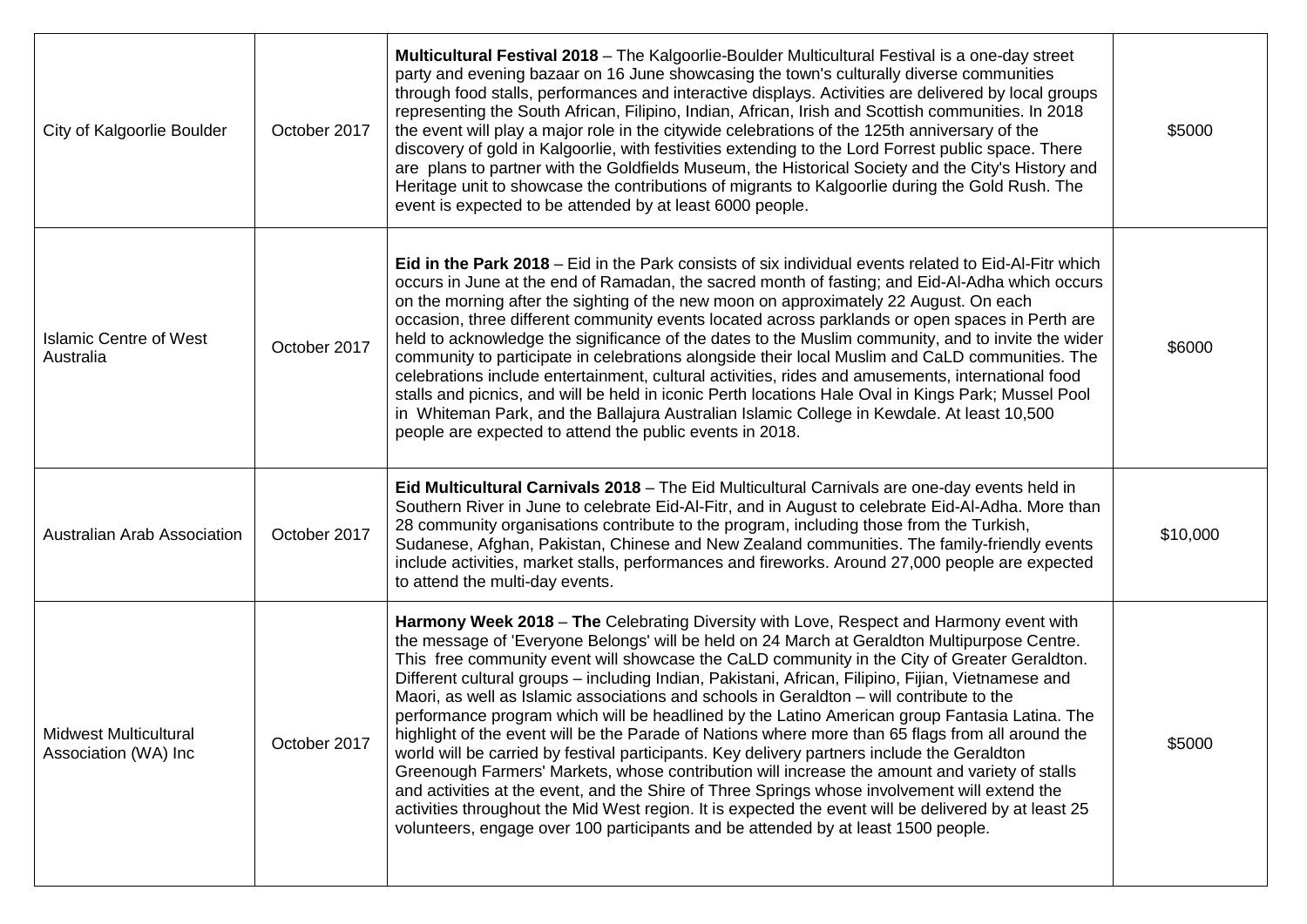| | | | |
|---|---|---|---|
| City of Kalgoorlie Boulder | October 2017 | **Multicultural Festival 2018** – The Kalgoorlie-Boulder Multicultural Festival is a one-day street party and evening bazaar on 16 June showcasing the town's culturally diverse communities through food stalls, performances and interactive displays. Activities are delivered by local groups representing the South African, Filipino, Indian, African, Irish and Scottish communities. In 2018 the event will play a major role in the citywide celebrations of the 125th anniversary of the discovery of gold in Kalgoorlie, with festivities extending to the Lord Forrest public space. There are plans to partner with the Goldfields Museum, the Historical Society and the City's History and Heritage unit to showcase the contributions of migrants to Kalgoorlie during the Gold Rush. The event is expected to be attended by at least 6000 people. | $5000 |
| Islamic Centre of West Australia | October 2017 | **Eid in the Park 2018** – Eid in the Park consists of six individual events related to Eid-Al-Fitr which occurs in June at the end of Ramadan, the sacred month of fasting; and Eid-Al-Adha which occurs on the morning after the sighting of the new moon on approximately 22 August. On each occasion, three different community events located across parklands or open spaces in Perth are held to acknowledge the significance of the dates to the Muslim community, and to invite the wider community to participate in celebrations alongside their local Muslim and CaLD communities. The celebrations include entertainment, cultural activities, rides and amusements, international food stalls and picnics, and will be held in iconic Perth locations Hale Oval in Kings Park; Mussel Pool in Whiteman Park, and the Ballajura Australian Islamic College in Kewdale. At least 10,500 people are expected to attend the public events in 2018. | $6000 |
| Australian Arab Association | October 2017 | **Eid Multicultural Carnivals 2018** – The Eid Multicultural Carnivals are one-day events held in Southern River in June to celebrate Eid-Al-Fitr, and in August to celebrate Eid-Al-Adha. More than 28 community organisations contribute to the program, including those from the Turkish, Sudanese, Afghan, Pakistan, Chinese and New Zealand communities. The family-friendly events include activities, market stalls, performances and fireworks. Around 27,000 people are expected to attend the multi-day events. | $10,000 |
| Midwest Multicultural Association (WA) Inc | October 2017 | **Harmony Week 2018** – **The** Celebrating Diversity with Love, Respect and Harmony event with the message of 'Everyone Belongs' will be held on 24 March at Geraldton Multipurpose Centre. This free community event will showcase the CaLD community in the City of Greater Geraldton. Different cultural groups – including Indian, Pakistani, African, Filipino, Fijian, Vietnamese and Maori, as well as Islamic associations and schools in Geraldton – will contribute to the performance program which will be headlined by the Latino American group Fantasia Latina. The highlight of the event will be the Parade of Nations where more than 65 flags from all around the world will be carried by festival participants. Key delivery partners include the Geraldton Greenough Farmers' Markets, whose contribution will increase the amount and variety of stalls and activities at the event, and the Shire of Three Springs whose involvement will extend the activities throughout the Mid West region. It is expected the event will be delivered by at least 25 volunteers, engage over 100 participants and be attended by at least 1500 people. | $5000 |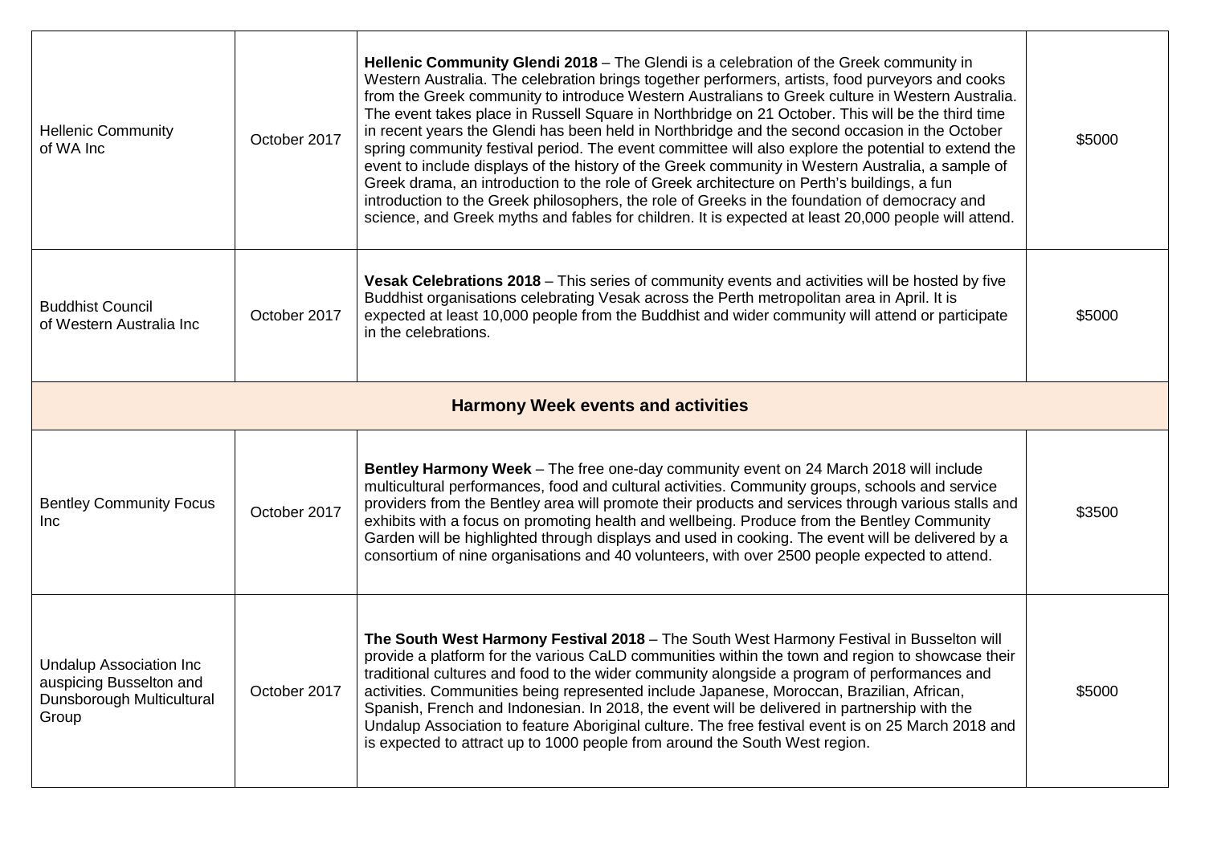| | | | |
|---|---|---|---|
| Hellenic Community of WA Inc | October 2017 | **Hellenic Community Glendi 2018** – The Glendi is a celebration of the Greek community in Western Australia. The celebration brings together performers, artists, food purveyors and cooks from the Greek community to introduce Western Australians to Greek culture in Western Australia. The event takes place in Russell Square in Northbridge on 21 October. This will be the third time in recent years the Glendi has been held in Northbridge and the second occasion in the October spring community festival period. The event committee will also explore the potential to extend the event to include displays of the history of the Greek community in Western Australia, a sample of Greek drama, an introduction to the role of Greek architecture on Perth's buildings, a fun introduction to the Greek philosophers, the role of Greeks in the foundation of democracy and science, and Greek myths and fables for children. It is expected at least 20,000 people will attend. | $5000 |
| Buddhist Council of Western Australia Inc | October 2017 | **Vesak Celebrations 2018** – This series of community events and activities will be hosted by five Buddhist organisations celebrating Vesak across the Perth metropolitan area in April. It is expected at least 10,000 people from the Buddhist and wider community will attend or participate in the celebrations. | $5000 |
| **Harmony Week events and activities** | | | |
| Bentley Community Focus Inc | October 2017 | **Bentley Harmony Week** – The free one-day community event on 24 March 2018 will include multicultural performances, food and cultural activities. Community groups, schools and service providers from the Bentley area will promote their products and services through various stalls and exhibits with a focus on promoting health and wellbeing. Produce from the Bentley Community Garden will be highlighted through displays and used in cooking. The event will be delivered by a consortium of nine organisations and 40 volunteers, with over 2500 people expected to attend. | $3500 |
| Undalup Association Inc auspicing Busselton and Dunsborough Multicultural Group | October 2017 | **The South West Harmony Festival 2018** – The South West Harmony Festival in Busselton will provide a platform for the various CaLD communities within the town and region to showcase their traditional cultures and food to the wider community alongside a program of performances and activities. Communities being represented include Japanese, Moroccan, Brazilian, African, Spanish, French and Indonesian. In 2018, the event will be delivered in partnership with the Undalup Association to feature Aboriginal culture. The free festival event is on 25 March 2018 and is expected to attract up to 1000 people from around the South West region. | $5000 |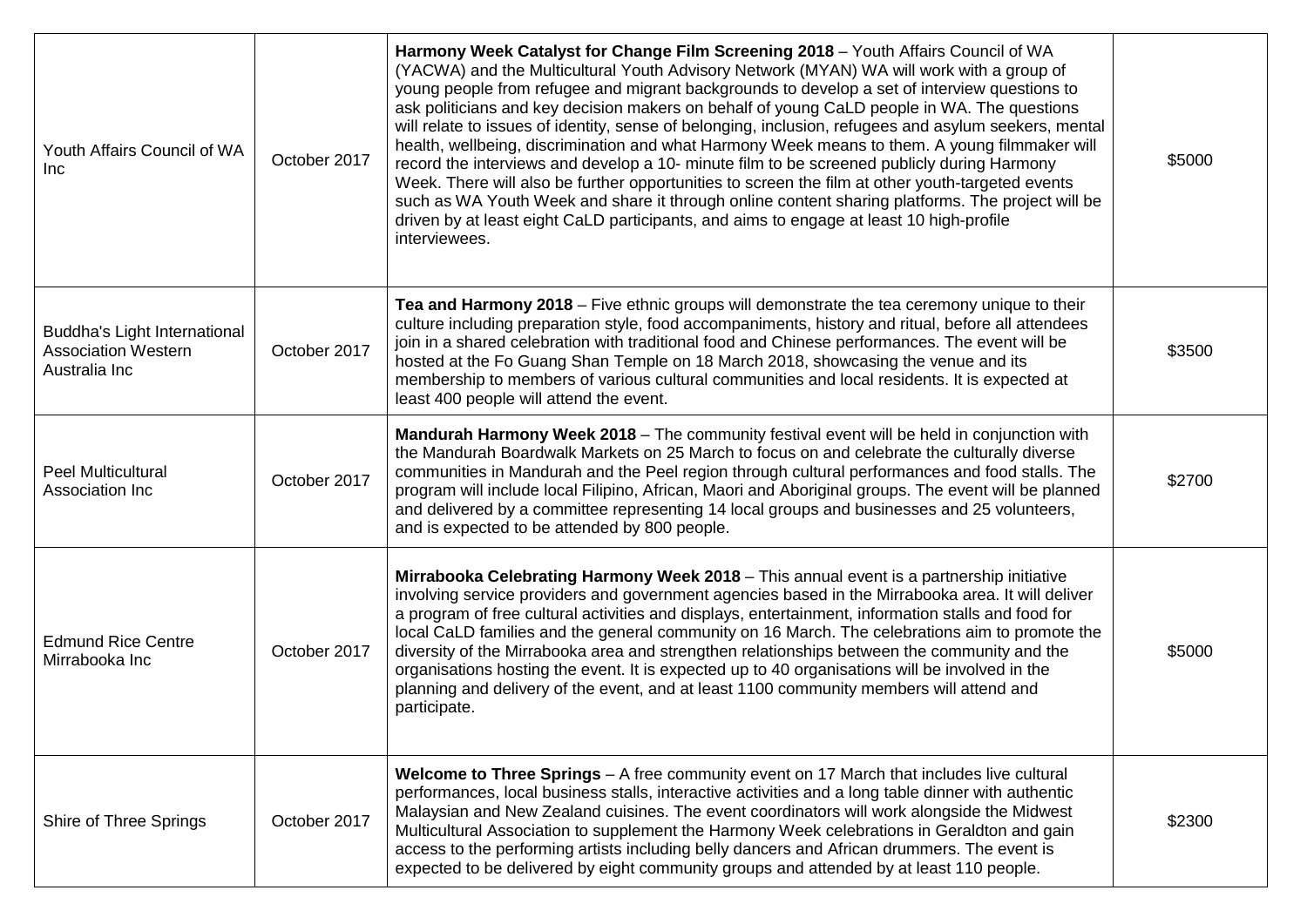| | | | |
|---|---|---|---|
| Youth Affairs Council of WA Inc | October 2017 | **Harmony Week Catalyst for Change Film Screening 2018** – Youth Affairs Council of WA (YACWA) and the Multicultural Youth Advisory Network (MYAN) WA will work with a group of young people from refugee and migrant backgrounds to develop a set of interview questions to ask politicians and key decision makers on behalf of young CaLD people in WA. The questions will relate to issues of identity, sense of belonging, inclusion, refugees and asylum seekers, mental health, wellbeing, discrimination and what Harmony Week means to them. A young filmmaker will record the interviews and develop a 10- minute film to be screened publicly during Harmony Week. There will also be further opportunities to screen the film at other youth-targeted events such as WA Youth Week and share it through online content sharing platforms. The project will be driven by at least eight CaLD participants, and aims to engage at least 10 high-profile interviewees. | $5000 |
| Buddha's Light International Association Western Australia Inc | October 2017 | **Tea and Harmony 2018** – Five ethnic groups will demonstrate the tea ceremony unique to their culture including preparation style, food accompaniments, history and ritual, before all attendees join in a shared celebration with traditional food and Chinese performances. The event will be hosted at the Fo Guang Shan Temple on 18 March 2018, showcasing the venue and its membership to members of various cultural communities and local residents. It is expected at least 400 people will attend the event. | $3500 |
| Peel Multicultural Association Inc | October 2017 | **Mandurah Harmony Week 2018** – The community festival event will be held in conjunction with the Mandurah Boardwalk Markets on 25 March to focus on and celebrate the culturally diverse communities in Mandurah and the Peel region through cultural performances and food stalls. The program will include local Filipino, African, Maori and Aboriginal groups. The event will be planned and delivered by a committee representing 14 local groups and businesses and 25 volunteers, and is expected to be attended by 800 people. | $2700 |
| Edmund Rice Centre Mirrabooka Inc | October 2017 | **Mirrabooka Celebrating Harmony Week 2018** – This annual event is a partnership initiative involving service providers and government agencies based in the Mirrabooka area. It will deliver a program of free cultural activities and displays, entertainment, information stalls and food for local CaLD families and the general community on 16 March. The celebrations aim to promote the diversity of the Mirrabooka area and strengthen relationships between the community and the organisations hosting the event. It is expected up to 40 organisations will be involved in the planning and delivery of the event, and at least 1100 community members will attend and participate. | $5000 |
| Shire of Three Springs | October 2017 | **Welcome to Three Springs** – A free community event on 17 March that includes live cultural performances, local business stalls, interactive activities and a long table dinner with authentic Malaysian and New Zealand cuisines. The event coordinators will work alongside the Midwest Multicultural Association to supplement the Harmony Week celebrations in Geraldton and gain access to the performing artists including belly dancers and African drummers. The event is expected to be delivered by eight community groups and attended by at least 110 people. | $2300 |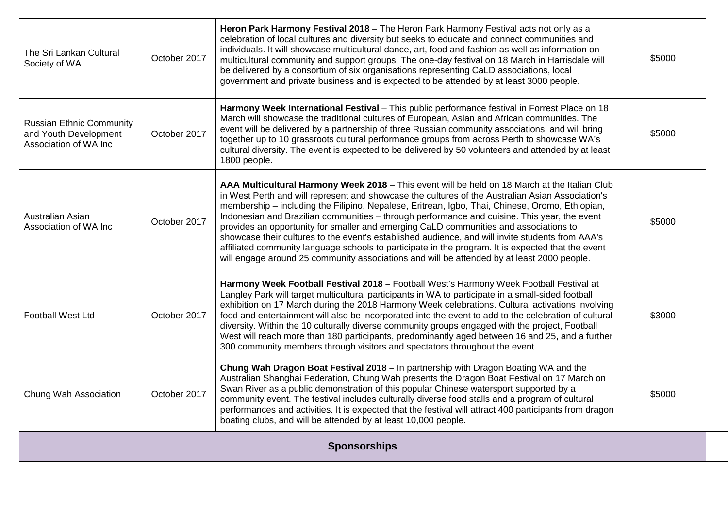| | | | |
|---|---|---|---|
| The Sri Lankan Cultural Society of WA | October 2017 | **Heron Park Harmony Festival 2018** – The Heron Park Harmony Festival acts not only as a celebration of local cultures and diversity but seeks to educate and connect communities and individuals. It will showcase multicultural dance, art, food and fashion as well as information on multicultural community and support groups. The one-day festival on 18 March in Harrisdale will be delivered by a consortium of six organisations representing CaLD associations, local government and private business and is expected to be attended by at least 3000 people. | $5000 |
| Russian Ethnic Community and Youth Development Association of WA Inc | October 2017 | **Harmony Week International Festival** – This public performance festival in Forrest Place on 18 March will showcase the traditional cultures of European, Asian and African communities. The event will be delivered by a partnership of three Russian community associations, and will bring together up to 10 grassroots cultural performance groups from across Perth to showcase WA's cultural diversity. The event is expected to be delivered by 50 volunteers and attended by at least 1800 people. | $5000 |
| Australian Asian Association of WA Inc | October 2017 | **AAA Multicultural Harmony Week 2018** – This event will be held on 18 March at the Italian Club in West Perth and will represent and showcase the cultures of the Australian Asian Association's membership – including the Filipino, Nepalese, Eritrean, Igbo, Thai, Chinese, Oromo, Ethiopian, Indonesian and Brazilian communities – through performance and cuisine. This year, the event provides an opportunity for smaller and emerging CaLD communities and associations to showcase their cultures to the event's established audience, and will invite students from AAA's affiliated community language schools to participate in the program. It is expected that the event will engage around 25 community associations and will be attended by at least 2000 people. | $5000 |
| Football West Ltd | October 2017 | **Harmony Week Football Festival 2018 –** Football West's Harmony Week Football Festival at Langley Park will target multicultural participants in WA to participate in a small-sided football exhibition on 17 March during the 2018 Harmony Week celebrations. Cultural activations involving food and entertainment will also be incorporated into the event to add to the celebration of cultural diversity. Within the 10 culturally diverse community groups engaged with the project, Football West will reach more than 180 participants, predominantly aged between 16 and 25, and a further 300 community members through visitors and spectators throughout the event. | $3000 |
| Chung Wah Association | October 2017 | **Chung Wah Dragon Boat Festival 2018 –** In partnership with Dragon Boating WA and the Australian Shanghai Federation, Chung Wah presents the Dragon Boat Festival on 17 March on Swan River as a public demonstration of this popular Chinese watersport supported by a community event. The festival includes culturally diverse food stalls and a program of cultural performances and activities. It is expected that the festival will attract 400 participants from dragon boating clubs, and will be attended by at least 10,000 people. | $5000 |
| **Sponsorships** | | | |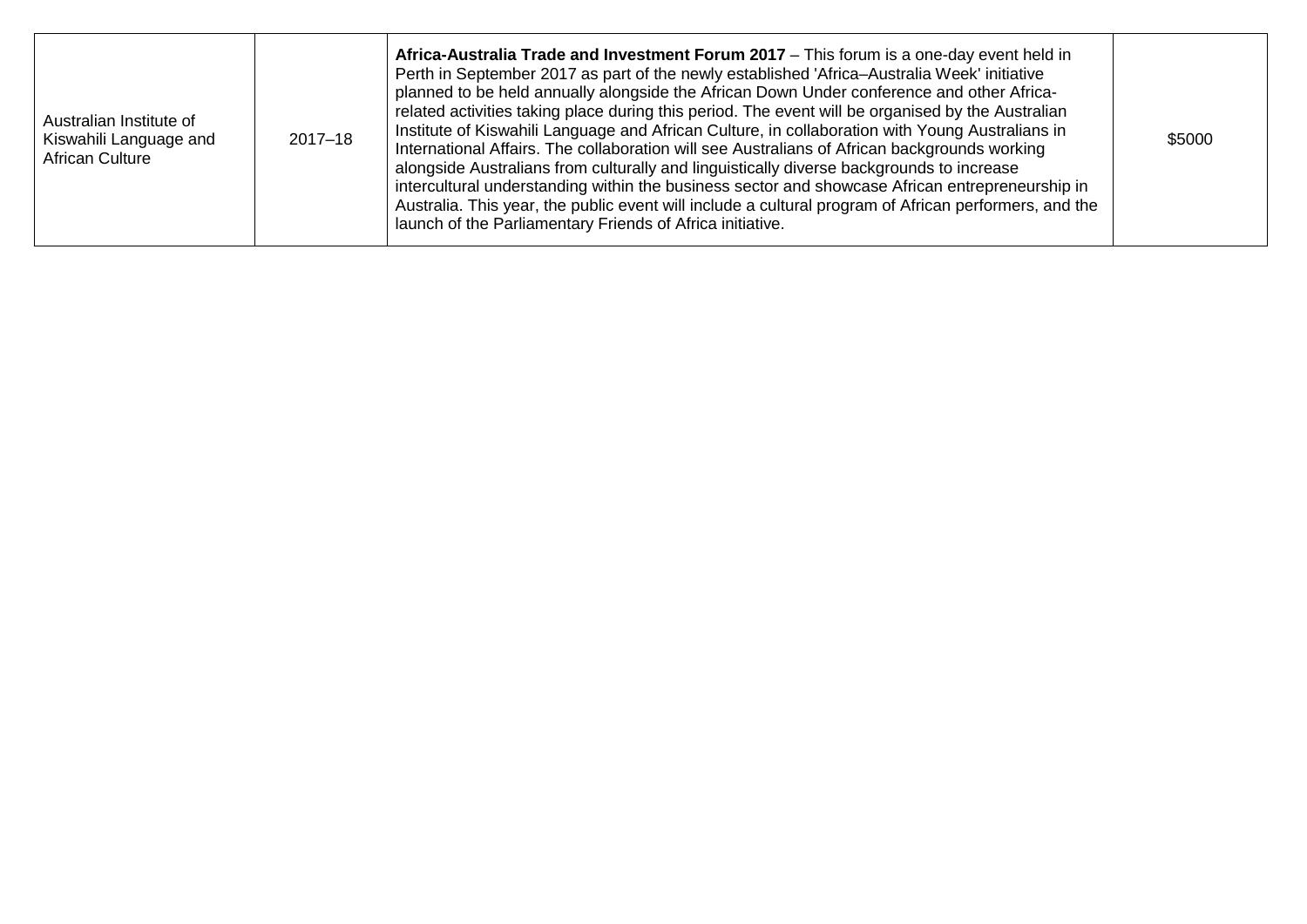| | | | |
|---|---|---|---|
| Australian Institute of Kiswahili Language and African Culture | 2017–18 | **Africa-Australia Trade and Investment Forum 2017** – This forum is a one-day event held in Perth in September 2017 as part of the newly established 'Africa–Australia Week' initiative planned to be held annually alongside the African Down Under conference and other Africa-related activities taking place during this period. The event will be organised by the Australian Institute of Kiswahili Language and African Culture, in collaboration with Young Australians in International Affairs. The collaboration will see Australians of African backgrounds working alongside Australians from culturally and linguistically diverse backgrounds to increase intercultural understanding within the business sector and showcase African entrepreneurship in Australia. This year, the public event will include a cultural program of African performers, and the launch of the Parliamentary Friends of Africa initiative. | $5000 |